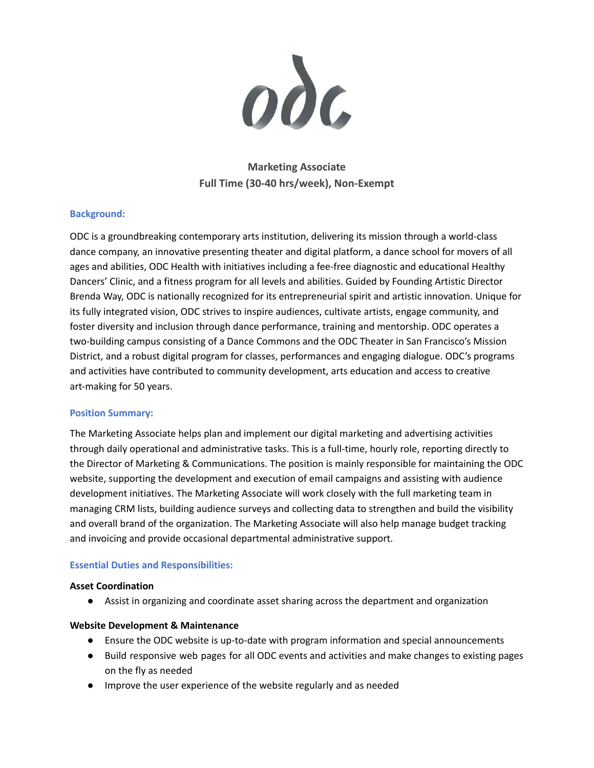odc

# Marketing Associate

**Full Time (30-40 hrs/week), Non-Exempt**

## Background:

ODC is a groundbreaking contemporary arts institution, delivering its mission through a world-class dance company, an innovative presenting theater and digital platform, a dance school for movers of all ages and abilities, ODC Health with initiatives including a fee-free diagnostic and educational Healthy Dancers' Clinic, and a fitness program for all levels and abilities. Guided by Founding Artistic Director Brenda Way, ODC is nationally recognized for its entrepreneurial spirit and artistic innovation. Unique for its fully integrated vision, ODC strives to inspire audiences, cultivate artists, engage community, and foster diversity and inclusion through dance performance, training and mentorship. ODC operates a two-building campus consisting of a Dance Commons and the ODC Theater in San Francisco's Mission District, and a robust digital program for classes, performances and engaging dialogue. ODC's programs and activities have contributed to community development, arts education and access to creative art-making for 50 years.

## Position Summary:

The Marketing Associate helps plan and implement our digital marketing and advertising activities through daily operational and administrative tasks. This is a full-time, hourly role, reporting directly to the Director of Marketing & Communications. The position is mainly responsible for maintaining the ODC website, supporting the development and execution of email campaigns and assisting with audience development initiatives. The Marketing Associate will work closely with the full marketing team in managing CRM lists, building audience surveys and collecting data to strengthen and build the visibility and overall brand of the organization. The Marketing Associate will also help manage budget tracking and invoicing and provide occasional departmental administrative support.

## Essential Duties and Responsibilities:

**Asset Coordination**

- Assist in organizing and coordinate asset sharing across the department and organization

**Website Development & Maintenance**

- Ensure the ODC website is up-to-date with program information and special announcements
- Build responsive web pages for all ODC events and activities and make changes to existing pages on the fly as needed
- Improve the user experience of the website regularly and as needed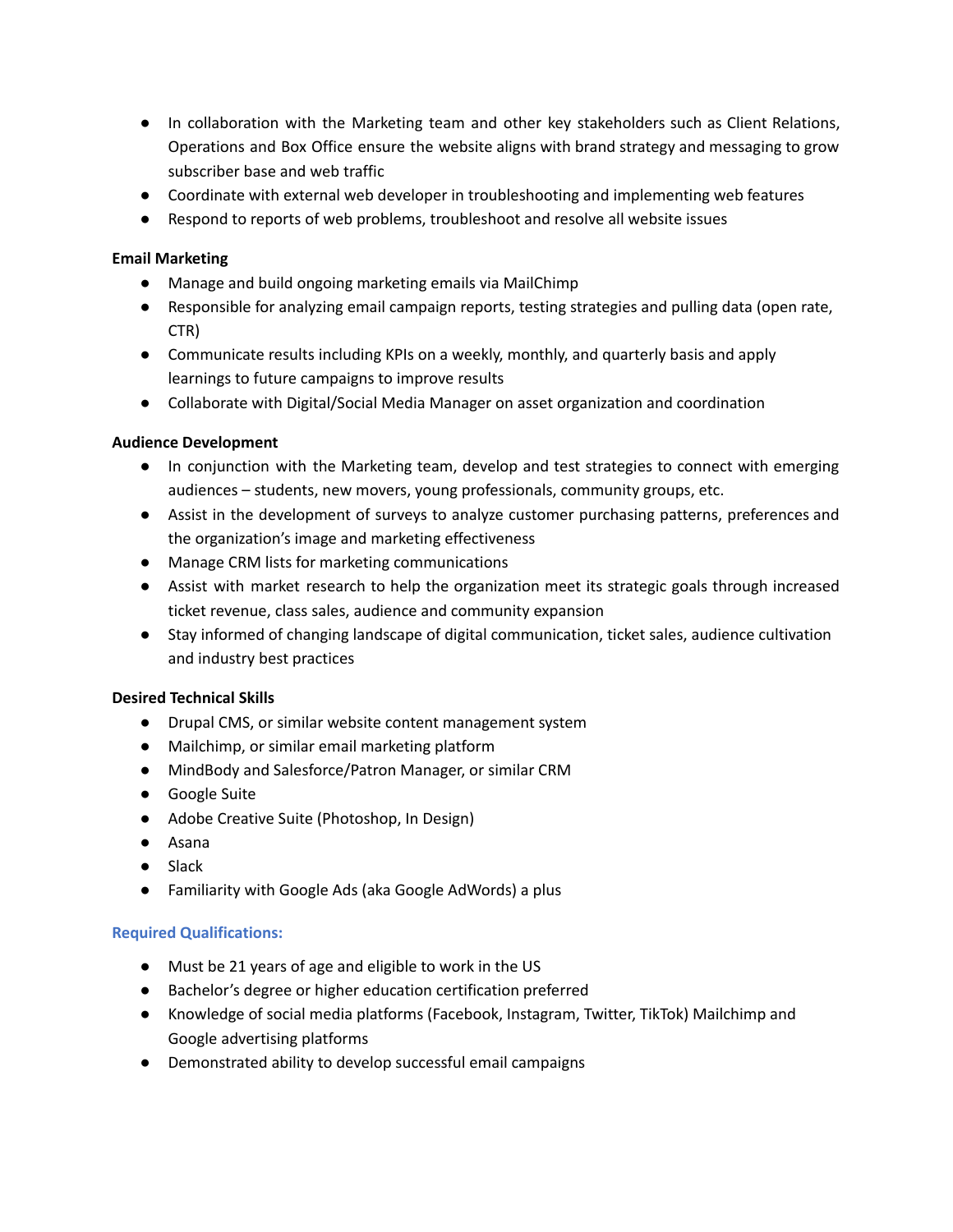- In collaboration with the Marketing team and other key stakeholders such as Client Relations, Operations and Box Office ensure the website aligns with brand strategy and messaging to grow subscriber base and web traffic
- Coordinate with external web developer in troubleshooting and implementing web features
- Respond to reports of web problems, troubleshoot and resolve all website issues

**Email Marketing**

- Manage and build ongoing marketing emails via MailChimp
- Responsible for analyzing email campaign reports, testing strategies and pulling data (open rate, CTR)
- Communicate results including KPIs on a weekly, monthly, and quarterly basis and apply learnings to future campaigns to improve results
- Collaborate with Digital/Social Media Manager on asset organization and coordination

**Audience Development**

- In conjunction with the Marketing team, develop and test strategies to connect with emerging audiences – students, new movers, young professionals, community groups, etc.
- Assist in the development of surveys to analyze customer purchasing patterns, preferences and the organization's image and marketing effectiveness
- Manage CRM lists for marketing communications
- Assist with market research to help the organization meet its strategic goals through increased ticket revenue, class sales, audience and community expansion
- Stay informed of changing landscape of digital communication, ticket sales, audience cultivation and industry best practices

**Desired Technical Skills**

- Drupal CMS, or similar website content management system
- Mailchimp, or similar email marketing platform
- MindBody and Salesforce/Patron Manager, or similar CRM
- Google Suite
- Adobe Creative Suite (Photoshop, In Design)
- Asana
- Slack
- Familiarity with Google Ads (aka Google AdWords) a plus

**Required Qualifications:**

- Must be 21 years of age and eligible to work in the US
- Bachelor's degree or higher education certification preferred
- Knowledge of social media platforms (Facebook, Instagram, Twitter, TikTok) Mailchimp and Google advertising platforms
- Demonstrated ability to develop successful email campaigns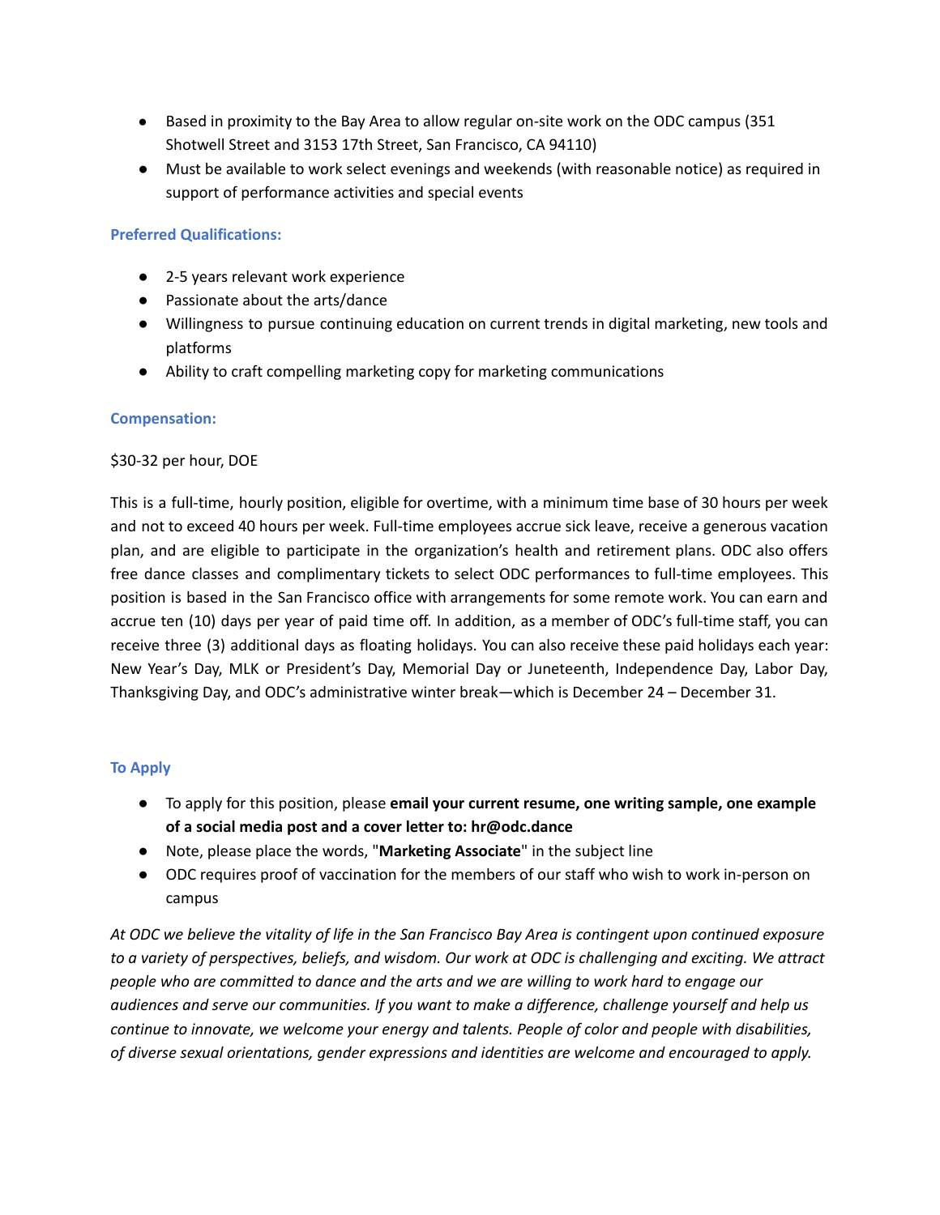- Based in proximity to the Bay Area to allow regular on-site work on the ODC campus (351 Shotwell Street and 3153 17th Street, San Francisco, CA 94110)
- Must be available to work select evenings and weekends (with reasonable notice) as required in support of performance activities and special events

### Preferred Qualifications:

- 2-5 years relevant work experience
- Passionate about the arts/dance
- Willingness to pursue continuing education on current trends in digital marketing, new tools and platforms
- Ability to craft compelling marketing copy for marketing communications

### Compensation:

$30-32 per hour, DOE

This is a full-time, hourly position, eligible for overtime, with a minimum time base of 30 hours per week and not to exceed 40 hours per week. Full-time employees accrue sick leave, receive a generous vacation plan, and are eligible to participate in the organization's health and retirement plans. ODC also offers free dance classes and complimentary tickets to select ODC performances to full-time employees. This position is based in the San Francisco office with arrangements for some remote work. You can earn and accrue ten (10) days per year of paid time off. In addition, as a member of ODC's full-time staff, you can receive three (3) additional days as floating holidays. You can also receive these paid holidays each year: New Year's Day, MLK or President's Day, Memorial Day or Juneteenth, Independence Day, Labor Day, Thanksgiving Day, and ODC's administrative winter break—which is December 24 – December 31.

### To Apply

- To apply for this position, please **email your current resume, one writing sample, one example of a social media post and a cover letter to: hr@odc.dance**
- Note, please place the words, "**Marketing Associate**" in the subject line
- ODC requires proof of vaccination for the members of our staff who wish to work in-person on campus

*At ODC we believe the vitality of life in the San Francisco Bay Area is contingent upon continued exposure to a variety of perspectives, beliefs, and wisdom. Our work at ODC is challenging and exciting. We attract people who are committed to dance and the arts and we are willing to work hard to engage our audiences and serve our communities. If you want to make a difference, challenge yourself and help us continue to innovate, we welcome your energy and talents. People of color and people with disabilities, of diverse sexual orientations, gender expressions and identities are welcome and encouraged to apply.*